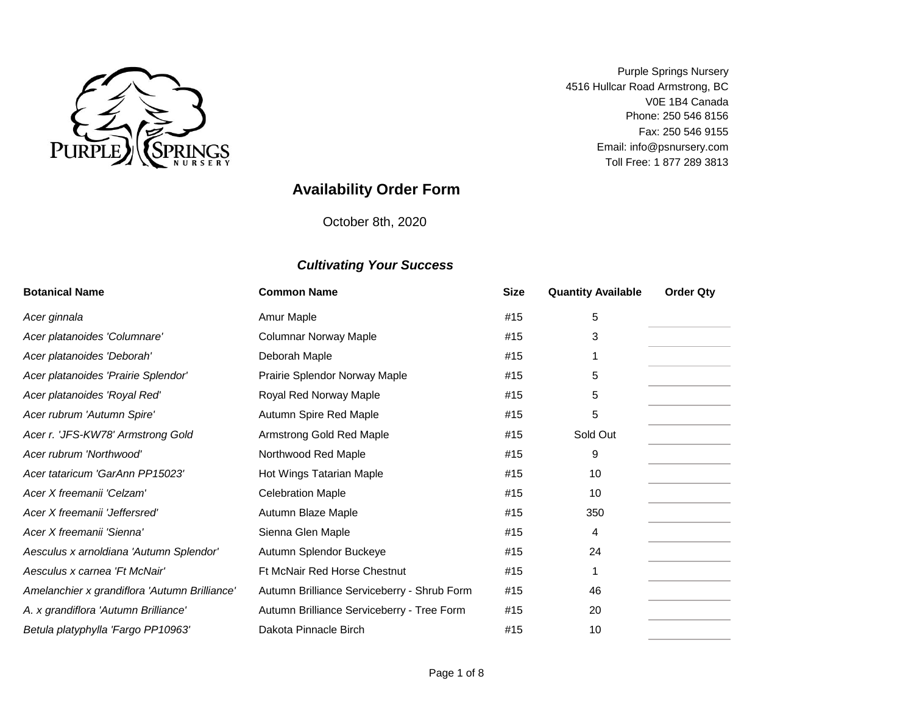Purple Springs Nursery
4516 Hullcar Road Armstrong, BC
V0E 1B4 Canada
Phone: 250 546 8156
Fax: 250 546 9155
Email: info@psnursery.com
Toll Free: 1 877 289 3813

# Availability Order Form

October 8th, 2020

***Cultivating Your Success***

| Botanical Name | Common Name | Size | Quantity Available | Order Qty |
|---|---|---|---|---|
| *Acer ginnala* | Amur Maple | #15 | 5 | |
| *Acer platanoides 'Columnare'* | Columnar Norway Maple | #15 | 3 | |
| *Acer platanoides 'Deborah'* | Deborah Maple | #15 | 1 | |
| *Acer platanoides 'Prairie Splendor'* | Prairie Splendor Norway Maple | #15 | 5 | |
| *Acer platanoides 'Royal Red'* | Royal Red Norway Maple | #15 | 5 | |
| *Acer rubrum 'Autumn Spire'* | Autumn Spire Red Maple | #15 | 5 | |
| *Acer r. 'JFS-KW78' Armstrong Gold* | Armstrong Gold Red Maple | #15 | Sold Out | |
| *Acer rubrum 'Northwood'* | Northwood Red Maple | #15 | 9 | |
| *Acer tataricum 'GarAnn PP15023'* | Hot Wings Tatarian Maple | #15 | 10 | |
| *Acer X freemanii 'Celzam'* | Celebration Maple | #15 | 10 | |
| *Acer X freemanii 'Jeffersred'* | Autumn Blaze Maple | #15 | 350 | |
| *Acer X freemanii 'Sienna'* | Sienna Glen Maple | #15 | 4 | |
| *Aesculus x arnoldiana 'Autumn Splendor'* | Autumn Splendor Buckeye | #15 | 24 | |
| *Aesculus x carnea 'Ft McNair'* | Ft McNair Red Horse Chestnut | #15 | 1 | |
| *Amelanchier x grandiflora 'Autumn Brilliance'* | Autumn Brilliance Serviceberry - Shrub Form | #15 | 46 | |
| *A. x grandiflora 'Autumn Brilliance'* | Autumn Brilliance Serviceberry - Tree Form | #15 | 20 | |
| *Betula platyphylla 'Fargo PP10963'* | Dakota Pinnacle Birch | #15 | 10 | |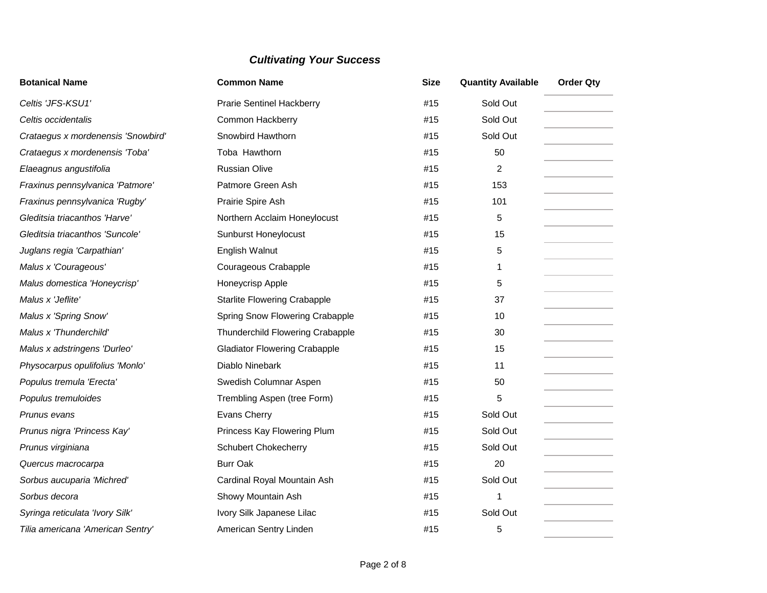***Cultivating Your Success***

| Botanical Name | Common Name | Size | Quantity Available | Order Qty |
|---|---|---|---|---|
| *Celtis 'JFS-KSU1'* | Prarie Sentinel Hackberry | #15 | Sold Out | |
| *Celtis occidentalis* | Common Hackberry | #15 | Sold Out | |
| *Crataegus x mordenensis 'Snowbird'* | Snowbird Hawthorn | #15 | Sold Out | |
| *Crataegus x mordenensis 'Toba'* | Toba  Hawthorn | #15 | 50 | |
| *Elaeagnus angustifolia* | Russian Olive | #15 | 2 | |
| *Fraxinus pennsylvanica 'Patmore'* | Patmore Green Ash | #15 | 153 | |
| *Fraxinus pennsylvanica 'Rugby'* | Prairie Spire Ash | #15 | 101 | |
| *Gleditsia triacanthos 'Harve'* | Northern Acclaim Honeylocust | #15 | 5 | |
| *Gleditsia triacanthos 'Suncole'* | Sunburst Honeylocust | #15 | 15 | |
| *Juglans regia 'Carpathian'* | English Walnut | #15 | 5 | |
| *Malus x 'Courageous'* | Courageous Crabapple | #15 | 1 | |
| *Malus domestica 'Honeycrisp'* | Honeycrisp Apple | #15 | 5 | |
| *Malus x 'Jeflite'* | Starlite Flowering Crabapple | #15 | 37 | |
| *Malus x 'Spring Snow'* | Spring Snow Flowering Crabapple | #15 | 10 | |
| *Malus x 'Thunderchild'* | Thunderchild Flowering Crabapple | #15 | 30 | |
| *Malus x adstringens 'Durleo'* | Gladiator Flowering Crabapple | #15 | 15 | |
| *Physocarpus opulifolius 'Monlo'* | Diablo Ninebark | #15 | 11 | |
| *Populus tremula 'Erecta'* | Swedish Columnar Aspen | #15 | 50 | |
| *Populus tremuloides* | Trembling Aspen (tree Form) | #15 | 5 | |
| *Prunus evans* | Evans Cherry | #15 | Sold Out | |
| *Prunus nigra 'Princess Kay'* | Princess Kay Flowering Plum | #15 | Sold Out | |
| *Prunus virginiana* | Schubert Chokecherry | #15 | Sold Out | |
| *Quercus macrocarpa* | Burr Oak | #15 | 20 | |
| *Sorbus aucuparia 'Michred'* | Cardinal Royal Mountain Ash | #15 | Sold Out | |
| *Sorbus decora* | Showy Mountain Ash | #15 | 1 | |
| *Syringa reticulata 'Ivory Silk'* | Ivory Silk Japanese Lilac | #15 | Sold Out | |
| *Tilia americana 'American Sentry'* | American Sentry Linden | #15 | 5 | |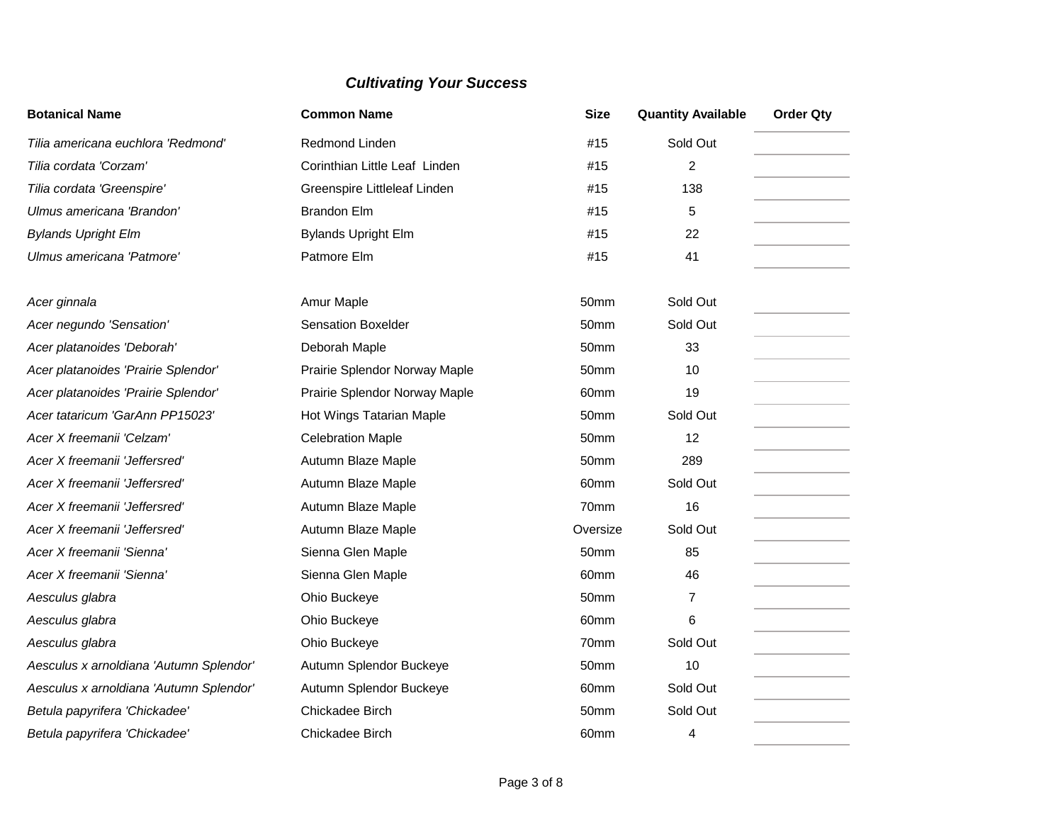### *Cultivating Your Success*

| Botanical Name | Common Name | Size | Quantity Available | Order Qty |
|---|---|---|---|---|
| *Tilia americana euchlora 'Redmond'* | Redmond Linden | #15 | Sold Out | |
| *Tilia cordata 'Corzam'* | Corinthian Little Leaf Linden | #15 | 2 | |
| *Tilia cordata 'Greenspire'* | Greenspire Littleleaf Linden | #15 | 138 | |
| *Ulmus americana 'Brandon'* | Brandon Elm | #15 | 5 | |
| *Bylands Upright Elm* | Bylands Upright Elm | #15 | 22 | |
| *Ulmus americana 'Patmore'* | Patmore Elm | #15 | 41 | |
| | | | | |
| *Acer ginnala* | Amur Maple | 50mm | Sold Out | |
| *Acer negundo 'Sensation'* | Sensation Boxelder | 50mm | Sold Out | |
| *Acer platanoides 'Deborah'* | Deborah Maple | 50mm | 33 | |
| *Acer platanoides 'Prairie Splendor'* | Prairie Splendor Norway Maple | 50mm | 10 | |
| *Acer platanoides 'Prairie Splendor'* | Prairie Splendor Norway Maple | 60mm | 19 | |
| *Acer tataricum 'GarAnn PP15023'* | Hot Wings Tatarian Maple | 50mm | Sold Out | |
| *Acer X freemanii 'Celzam'* | Celebration Maple | 50mm | 12 | |
| *Acer X freemanii 'Jeffersred'* | Autumn Blaze Maple | 50mm | 289 | |
| *Acer X freemanii 'Jeffersred'* | Autumn Blaze Maple | 60mm | Sold Out | |
| *Acer X freemanii 'Jeffersred'* | Autumn Blaze Maple | 70mm | 16 | |
| *Acer X freemanii 'Jeffersred'* | Autumn Blaze Maple | Oversize | Sold Out | |
| *Acer X freemanii 'Sienna'* | Sienna Glen Maple | 50mm | 85 | |
| *Acer X freemanii 'Sienna'* | Sienna Glen Maple | 60mm | 46 | |
| *Aesculus glabra* | Ohio Buckeye | 50mm | 7 | |
| *Aesculus glabra* | Ohio Buckeye | 60mm | 6 | |
| *Aesculus glabra* | Ohio Buckeye | 70mm | Sold Out | |
| *Aesculus x arnoldiana 'Autumn Splendor'* | Autumn Splendor Buckeye | 50mm | 10 | |
| *Aesculus x arnoldiana 'Autumn Splendor'* | Autumn Splendor Buckeye | 60mm | Sold Out | |
| *Betula papyrifera 'Chickadee'* | Chickadee Birch | 50mm | Sold Out | |
| *Betula papyrifera 'Chickadee'* | Chickadee Birch | 60mm | 4 | |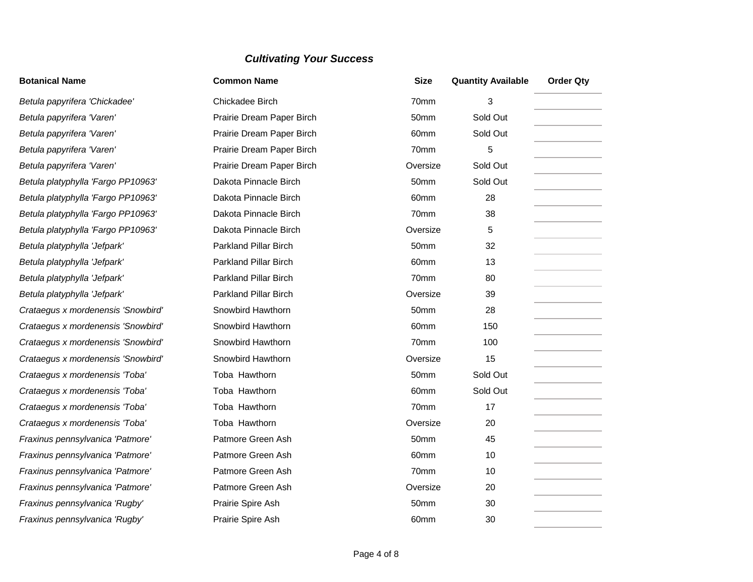### *Cultivating Your Success*

| Botanical Name | Common Name | Size | Quantity Available | Order Qty |
|---|---|---|---|---|
| *Betula papyrifera 'Chickadee'* | Chickadee Birch | 70mm | 3 | |
| *Betula papyrifera 'Varen'* | Prairie Dream Paper Birch | 50mm | Sold Out | |
| *Betula papyrifera 'Varen'* | Prairie Dream Paper Birch | 60mm | Sold Out | |
| *Betula papyrifera 'Varen'* | Prairie Dream Paper Birch | 70mm | 5 | |
| *Betula papyrifera 'Varen'* | Prairie Dream Paper Birch | Oversize | Sold Out | |
| *Betula platyphylla 'Fargo PP10963'* | Dakota Pinnacle Birch | 50mm | Sold Out | |
| *Betula platyphylla 'Fargo PP10963'* | Dakota Pinnacle Birch | 60mm | 28 | |
| *Betula platyphylla 'Fargo PP10963'* | Dakota Pinnacle Birch | 70mm | 38 | |
| *Betula platyphylla 'Fargo PP10963'* | Dakota Pinnacle Birch | Oversize | 5 | |
| *Betula platyphylla 'Jefpark'* | Parkland Pillar Birch | 50mm | 32 | |
| *Betula platyphylla 'Jefpark'* | Parkland Pillar Birch | 60mm | 13 | |
| *Betula platyphylla 'Jefpark'* | Parkland Pillar Birch | 70mm | 80 | |
| *Betula platyphylla 'Jefpark'* | Parkland Pillar Birch | Oversize | 39 | |
| *Crataegus x mordenensis 'Snowbird'* | Snowbird Hawthorn | 50mm | 28 | |
| *Crataegus x mordenensis 'Snowbird'* | Snowbird Hawthorn | 60mm | 150 | |
| *Crataegus x mordenensis 'Snowbird'* | Snowbird Hawthorn | 70mm | 100 | |
| *Crataegus x mordenensis 'Snowbird'* | Snowbird Hawthorn | Oversize | 15 | |
| *Crataegus x mordenensis 'Toba'* | Toba Hawthorn | 50mm | Sold Out | |
| *Crataegus x mordenensis 'Toba'* | Toba Hawthorn | 60mm | Sold Out | |
| *Crataegus x mordenensis 'Toba'* | Toba Hawthorn | 70mm | 17 | |
| *Crataegus x mordenensis 'Toba'* | Toba Hawthorn | Oversize | 20 | |
| *Fraxinus pennsylvanica 'Patmore'* | Patmore Green Ash | 50mm | 45 | |
| *Fraxinus pennsylvanica 'Patmore'* | Patmore Green Ash | 60mm | 10 | |
| *Fraxinus pennsylvanica 'Patmore'* | Patmore Green Ash | 70mm | 10 | |
| *Fraxinus pennsylvanica 'Patmore'* | Patmore Green Ash | Oversize | 20 | |
| *Fraxinus pennsylvanica 'Rugby'* | Prairie Spire Ash | 50mm | 30 | |
| *Fraxinus pennsylvanica 'Rugby'* | Prairie Spire Ash | 60mm | 30 | |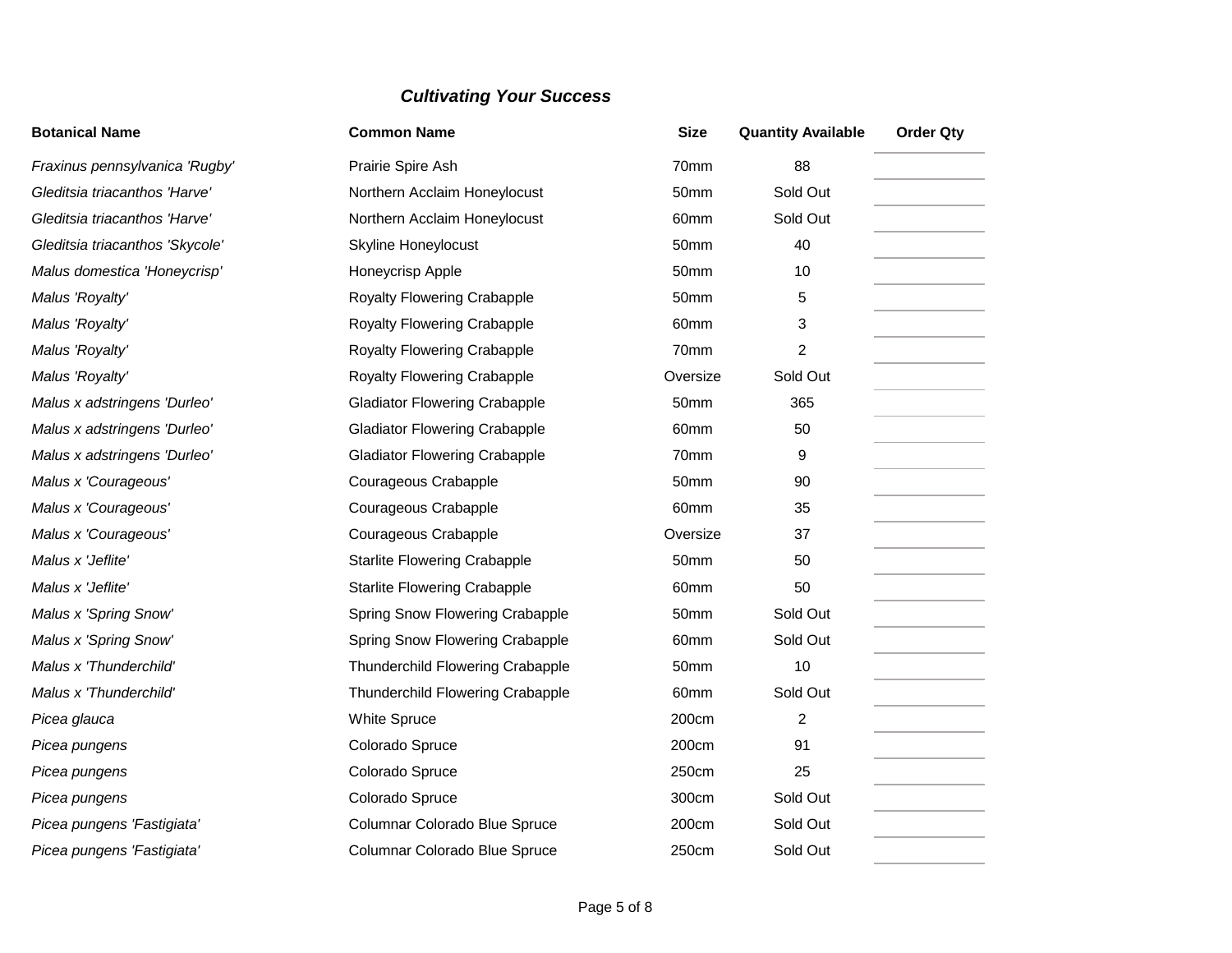***Cultivating Your Success***

| Botanical Name | Common Name | Size | Quantity Available | Order Qty |
|---|---|---|---|---|
| *Fraxinus pennsylvanica 'Rugby'* | Prairie Spire Ash | 70mm | 88 | |
| *Gleditsia triacanthos 'Harve'* | Northern Acclaim Honeylocust | 50mm | Sold Out | |
| *Gleditsia triacanthos 'Harve'* | Northern Acclaim Honeylocust | 60mm | Sold Out | |
| *Gleditsia triacanthos 'Skycole'* | Skyline Honeylocust | 50mm | 40 | |
| *Malus domestica 'Honeycrisp'* | Honeycrisp Apple | 50mm | 10 | |
| *Malus 'Royalty'* | Royalty Flowering Crabapple | 50mm | 5 | |
| *Malus 'Royalty'* | Royalty Flowering Crabapple | 60mm | 3 | |
| *Malus 'Royalty'* | Royalty Flowering Crabapple | 70mm | 2 | |
| *Malus 'Royalty'* | Royalty Flowering Crabapple | Oversize | Sold Out | |
| *Malus x adstringens 'Durleo'* | Gladiator Flowering Crabapple | 50mm | 365 | |
| *Malus x adstringens 'Durleo'* | Gladiator Flowering Crabapple | 60mm | 50 | |
| *Malus x adstringens 'Durleo'* | Gladiator Flowering Crabapple | 70mm | 9 | |
| *Malus x 'Courageous'* | Courageous Crabapple | 50mm | 90 | |
| *Malus x 'Courageous'* | Courageous Crabapple | 60mm | 35 | |
| *Malus x 'Courageous'* | Courageous Crabapple | Oversize | 37 | |
| *Malus x 'Jeflite'* | Starlite Flowering Crabapple | 50mm | 50 | |
| *Malus x 'Jeflite'* | Starlite Flowering Crabapple | 60mm | 50 | |
| *Malus x 'Spring Snow'* | Spring Snow Flowering Crabapple | 50mm | Sold Out | |
| *Malus x 'Spring Snow'* | Spring Snow Flowering Crabapple | 60mm | Sold Out | |
| *Malus x 'Thunderchild'* | Thunderchild Flowering Crabapple | 50mm | 10 | |
| *Malus x 'Thunderchild'* | Thunderchild Flowering Crabapple | 60mm | Sold Out | |
| *Picea glauca* | White Spruce | 200cm | 2 | |
| *Picea pungens* | Colorado Spruce | 200cm | 91 | |
| *Picea pungens* | Colorado Spruce | 250cm | 25 | |
| *Picea pungens* | Colorado Spruce | 300cm | Sold Out | |
| *Picea pungens 'Fastigiata'* | Columnar Colorado Blue Spruce | 200cm | Sold Out | |
| *Picea pungens 'Fastigiata'* | Columnar Colorado Blue Spruce | 250cm | Sold Out | |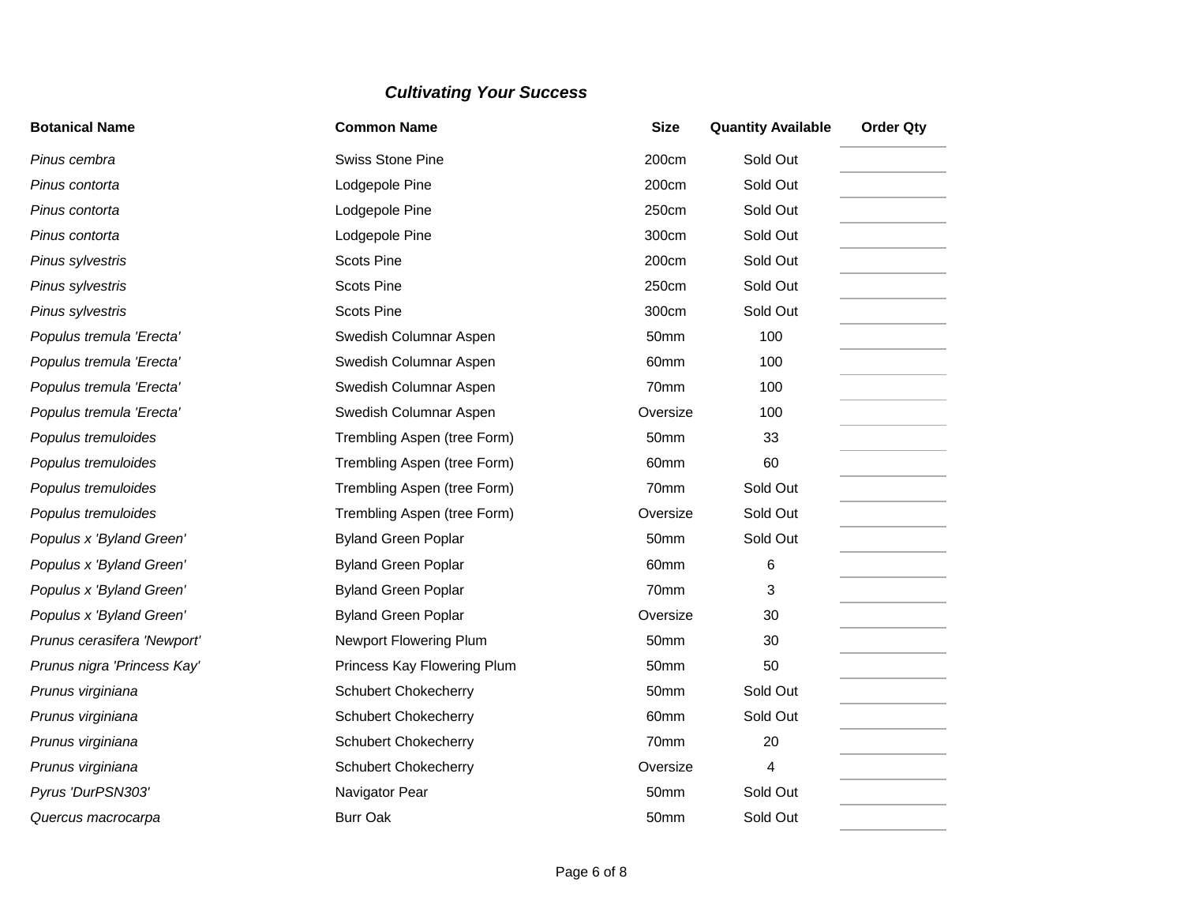***Cultivating Your Success***

| **Botanical Name** | **Common Name** | **Size** | **Quantity Available** | **Order Qty** |
| --- | --- | --- | --- | --- |
| *Pinus cembra* | Swiss Stone Pine | 200cm | Sold Out | |
| *Pinus contorta* | Lodgepole Pine | 200cm | Sold Out | |
| *Pinus contorta* | Lodgepole Pine | 250cm | Sold Out | |
| *Pinus contorta* | Lodgepole Pine | 300cm | Sold Out | |
| *Pinus sylvestris* | Scots Pine | 200cm | Sold Out | |
| *Pinus sylvestris* | Scots Pine | 250cm | Sold Out | |
| *Pinus sylvestris* | Scots Pine | 300cm | Sold Out | |
| *Populus tremula 'Erecta'* | Swedish Columnar Aspen | 50mm | 100 | |
| *Populus tremula 'Erecta'* | Swedish Columnar Aspen | 60mm | 100 | |
| *Populus tremula 'Erecta'* | Swedish Columnar Aspen | 70mm | 100 | |
| *Populus tremula 'Erecta'* | Swedish Columnar Aspen | Oversize | 100 | |
| *Populus tremuloides* | Trembling Aspen (tree Form) | 50mm | 33 | |
| *Populus tremuloides* | Trembling Aspen (tree Form) | 60mm | 60 | |
| *Populus tremuloides* | Trembling Aspen (tree Form) | 70mm | Sold Out | |
| *Populus tremuloides* | Trembling Aspen (tree Form) | Oversize | Sold Out | |
| *Populus x 'Byland Green'* | Byland Green Poplar | 50mm | Sold Out | |
| *Populus x 'Byland Green'* | Byland Green Poplar | 60mm | 6 | |
| *Populus x 'Byland Green'* | Byland Green Poplar | 70mm | 3 | |
| *Populus x 'Byland Green'* | Byland Green Poplar | Oversize | 30 | |
| *Prunus cerasifera 'Newport'* | Newport Flowering Plum | 50mm | 30 | |
| *Prunus nigra 'Princess Kay'* | Princess Kay Flowering Plum | 50mm | 50 | |
| *Prunus virginiana* | Schubert Chokecherry | 50mm | Sold Out | |
| *Prunus virginiana* | Schubert Chokecherry | 60mm | Sold Out | |
| *Prunus virginiana* | Schubert Chokecherry | 70mm | 20 | |
| *Prunus virginiana* | Schubert Chokecherry | Oversize | 4 | |
| *Pyrus 'DurPSN303'* | Navigator Pear | 50mm | Sold Out | |
| *Quercus macrocarpa* | Burr Oak | 50mm | Sold Out | |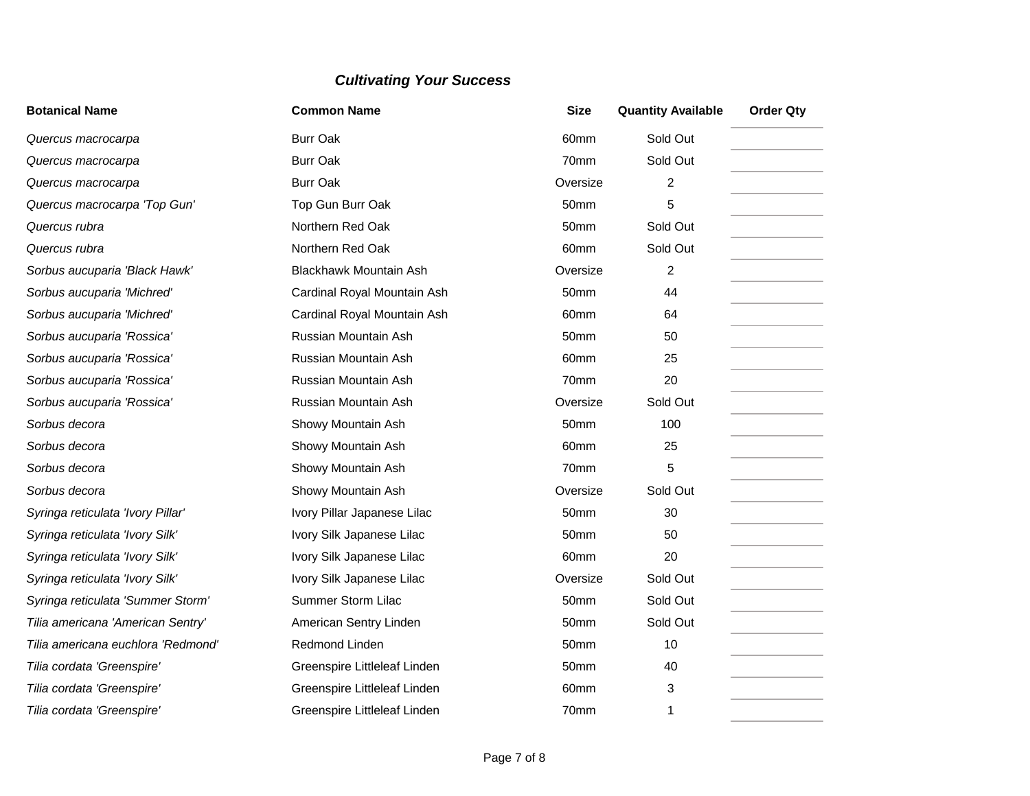***Cultivating Your Success***

| Botanical Name | Common Name | Size | Quantity Available | Order Qty |
|---|---|---|---|---|
| *Quercus macrocarpa* | Burr Oak | 60mm | Sold Out | |
| *Quercus macrocarpa* | Burr Oak | 70mm | Sold Out | |
| *Quercus macrocarpa* | Burr Oak | Oversize | 2 | |
| *Quercus macrocarpa 'Top Gun'* | Top Gun Burr Oak | 50mm | 5 | |
| *Quercus rubra* | Northern Red Oak | 50mm | Sold Out | |
| *Quercus rubra* | Northern Red Oak | 60mm | Sold Out | |
| *Sorbus aucuparia 'Black Hawk'* | Blackhawk Mountain Ash | Oversize | 2 | |
| *Sorbus aucuparia 'Michred'* | Cardinal Royal Mountain Ash | 50mm | 44 | |
| *Sorbus aucuparia 'Michred'* | Cardinal Royal Mountain Ash | 60mm | 64 | |
| *Sorbus aucuparia 'Rossica'* | Russian Mountain Ash | 50mm | 50 | |
| *Sorbus aucuparia 'Rossica'* | Russian Mountain Ash | 60mm | 25 | |
| *Sorbus aucuparia 'Rossica'* | Russian Mountain Ash | 70mm | 20 | |
| *Sorbus aucuparia 'Rossica'* | Russian Mountain Ash | Oversize | Sold Out | |
| *Sorbus decora* | Showy Mountain Ash | 50mm | 100 | |
| *Sorbus decora* | Showy Mountain Ash | 60mm | 25 | |
| *Sorbus decora* | Showy Mountain Ash | 70mm | 5 | |
| *Sorbus decora* | Showy Mountain Ash | Oversize | Sold Out | |
| *Syringa reticulata 'Ivory Pillar'* | Ivory Pillar Japanese Lilac | 50mm | 30 | |
| *Syringa reticulata 'Ivory Silk'* | Ivory Silk Japanese Lilac | 50mm | 50 | |
| *Syringa reticulata 'Ivory Silk'* | Ivory Silk Japanese Lilac | 60mm | 20 | |
| *Syringa reticulata 'Ivory Silk'* | Ivory Silk Japanese Lilac | Oversize | Sold Out | |
| *Syringa reticulata 'Summer Storm'* | Summer Storm Lilac | 50mm | Sold Out | |
| *Tilia americana 'American Sentry'* | American Sentry Linden | 50mm | Sold Out | |
| *Tilia americana euchlora 'Redmond'* | Redmond Linden | 50mm | 10 | |
| *Tilia cordata 'Greenspire'* | Greenspire Littleleaf Linden | 50mm | 40 | |
| *Tilia cordata 'Greenspire'* | Greenspire Littleleaf Linden | 60mm | 3 | |
| *Tilia cordata 'Greenspire'* | Greenspire Littleleaf Linden | 70mm | 1 | |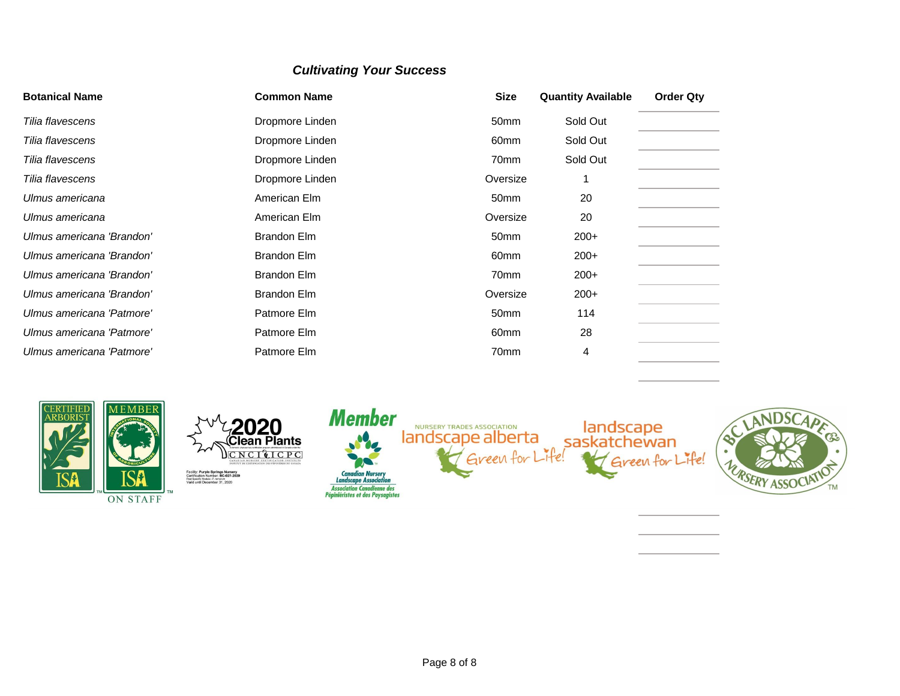***Cultivating Your Success***

| Botanical Name | Common Name | Size | Quantity Available | Order Qty |
| --- | --- | --- | --- | --- |
| *Tilia flavescens* | Dropmore Linden | 50mm | Sold Out | |
| *Tilia flavescens* | Dropmore Linden | 60mm | Sold Out | |
| *Tilia flavescens* | Dropmore Linden | 70mm | Sold Out | |
| *Tilia flavescens* | Dropmore Linden | Oversize | 1 | |
| *Ulmus americana* | American Elm | 50mm | 20 | |
| *Ulmus americana* | American Elm | Oversize | 20 | |
| *Ulmus americana 'Brandon'* | Brandon Elm | 50mm | 200+ | |
| *Ulmus americana 'Brandon'* | Brandon Elm | 60mm | 200+ | |
| *Ulmus americana 'Brandon'* | Brandon Elm | 70mm | 200+ | |
| *Ulmus americana 'Brandon'* | Brandon Elm | Oversize | 200+ | |
| *Ulmus americana 'Patmore'* | Patmore Elm | 50mm | 114 | |
| *Ulmus americana 'Patmore'* | Patmore Elm | 60mm | 28 | |
| *Ulmus americana 'Patmore'* | Patmore Elm | 70mm | 4 | |